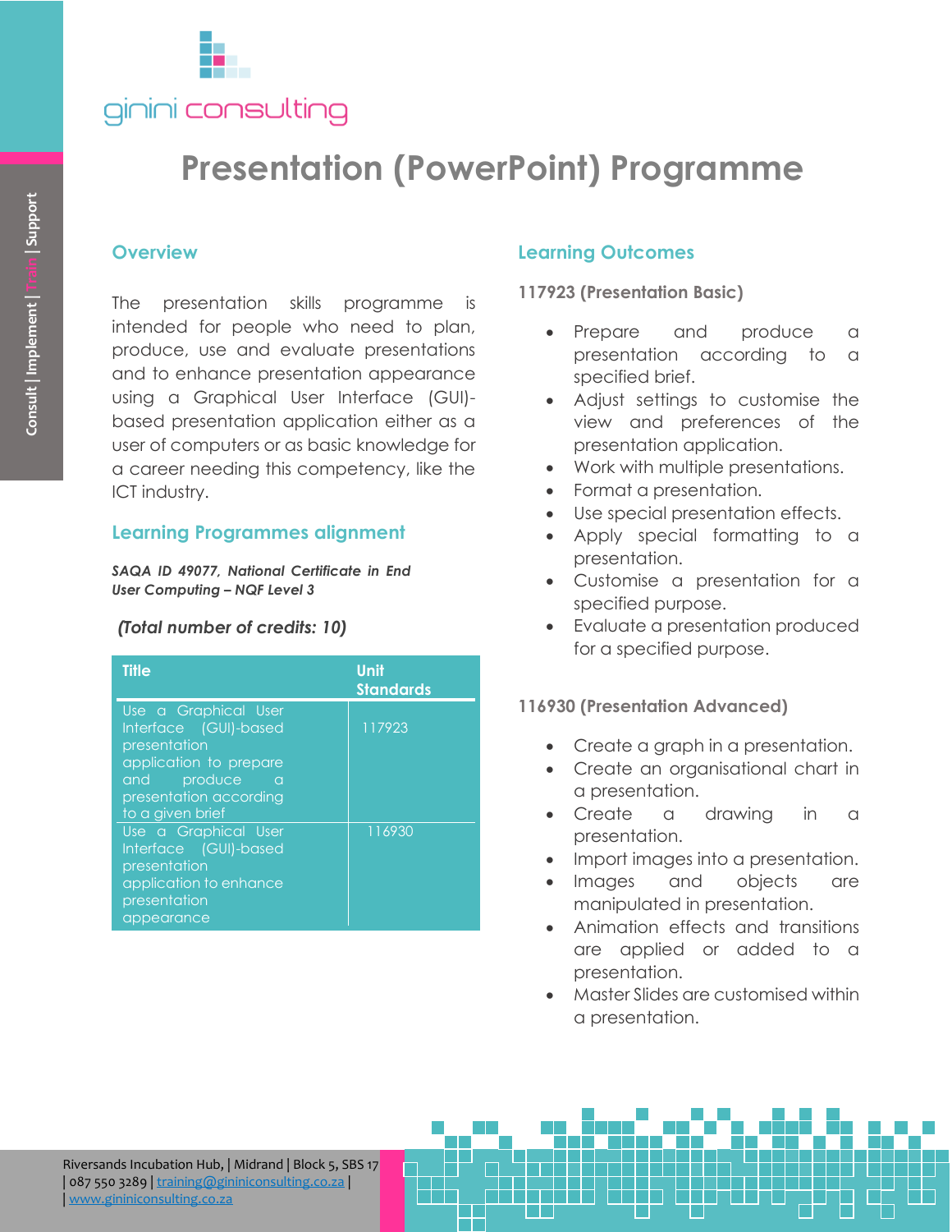# Presentation (PowerPoint) Programme

## Overview

The presentation skills programme is intended for people who need to plan, produce, use and evaluate presentations and to enhance presentation appearance using a Graphical User Interface (GUI)-based presentation application either as a user of computers or as basic knowledge for a career needing this competency, like the ICT industry.

## Learning Programmes alignment

***SAQA ID 49077, National Certificate in End User Computing – NQF Level 3***

***(Total number of credits: 10)***

| Title | Unit Standards |
|---|---|
| Use a Graphical User Interface (GUI)-based presentation application to prepare and produce a presentation according to a given brief | 117923 |
| Use a Graphical User Interface (GUI)-based presentation application to enhance presentation appearance | 116930 |

## Learning Outcomes

### 117923 (Presentation Basic)

- Prepare and produce a presentation according to a specified brief.
- Adjust settings to customise the view and preferences of the presentation application.
- Work with multiple presentations.
- Format a presentation.
- Use special presentation effects.
- Apply special formatting to a presentation.
- Customise a presentation for a specified purpose.
- Evaluate a presentation produced for a specified purpose.

### 116930 (Presentation Advanced)

- Create a graph in a presentation.
- Create an organisational chart in a presentation.
- Create a drawing in a presentation.
- Import images into a presentation.
- Images and objects are manipulated in presentation.
- Animation effects and transitions are applied or added to a presentation.
- Master Slides are customised within a presentation.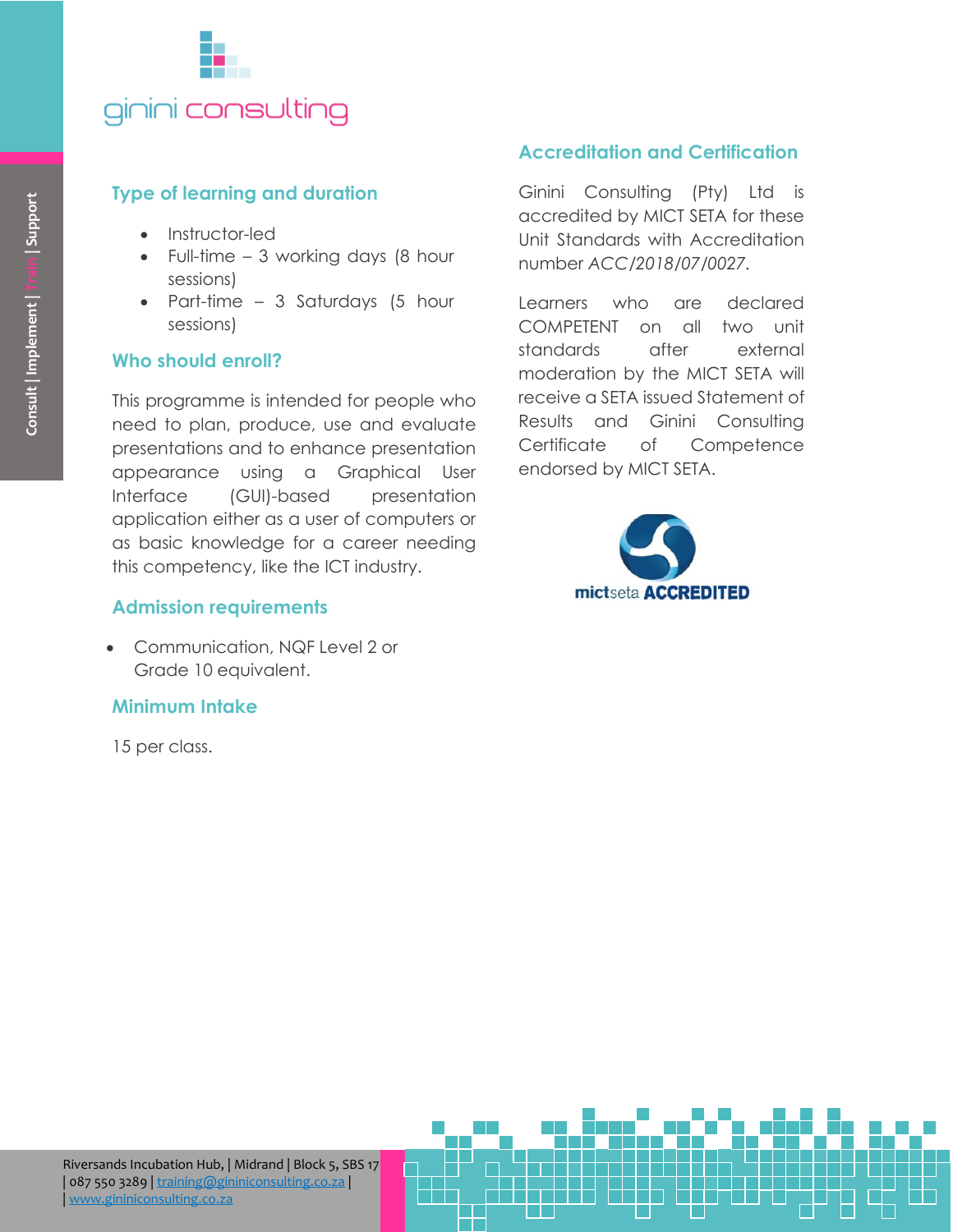## Type of learning and duration

- Instructor-led
- Full-time – 3 working days (8 hour sessions)
- Part-time – 3 Saturdays (5 hour sessions)

## Who should enroll?

This programme is intended for people who need to plan, produce, use and evaluate presentations and to enhance presentation appearance using a Graphical User Interface (GUI)-based presentation application either as a user of computers or as basic knowledge for a career needing this competency, like the ICT industry.

## Admission requirements

- Communication, NQF Level 2 or Grade 10 equivalent.

## Minimum Intake

15 per class.

## Accreditation and Certification

Ginini Consulting (Pty) Ltd is accredited by MICT SETA for these Unit Standards with Accreditation number *ACC/2018/07/0027*.

Learners who are declared COMPETENT on all two unit standards after external moderation by the MICT SETA will receive a SETA issued Statement of Results and Ginini Consulting Certificate of Competence endorsed by MICT SETA.

Riversands Incubation Hub, | Midrand | Block 5, SBS 17 | 087 550 3289 | training@gininiconsulting.co.za | www.gininiconsulting.co.za